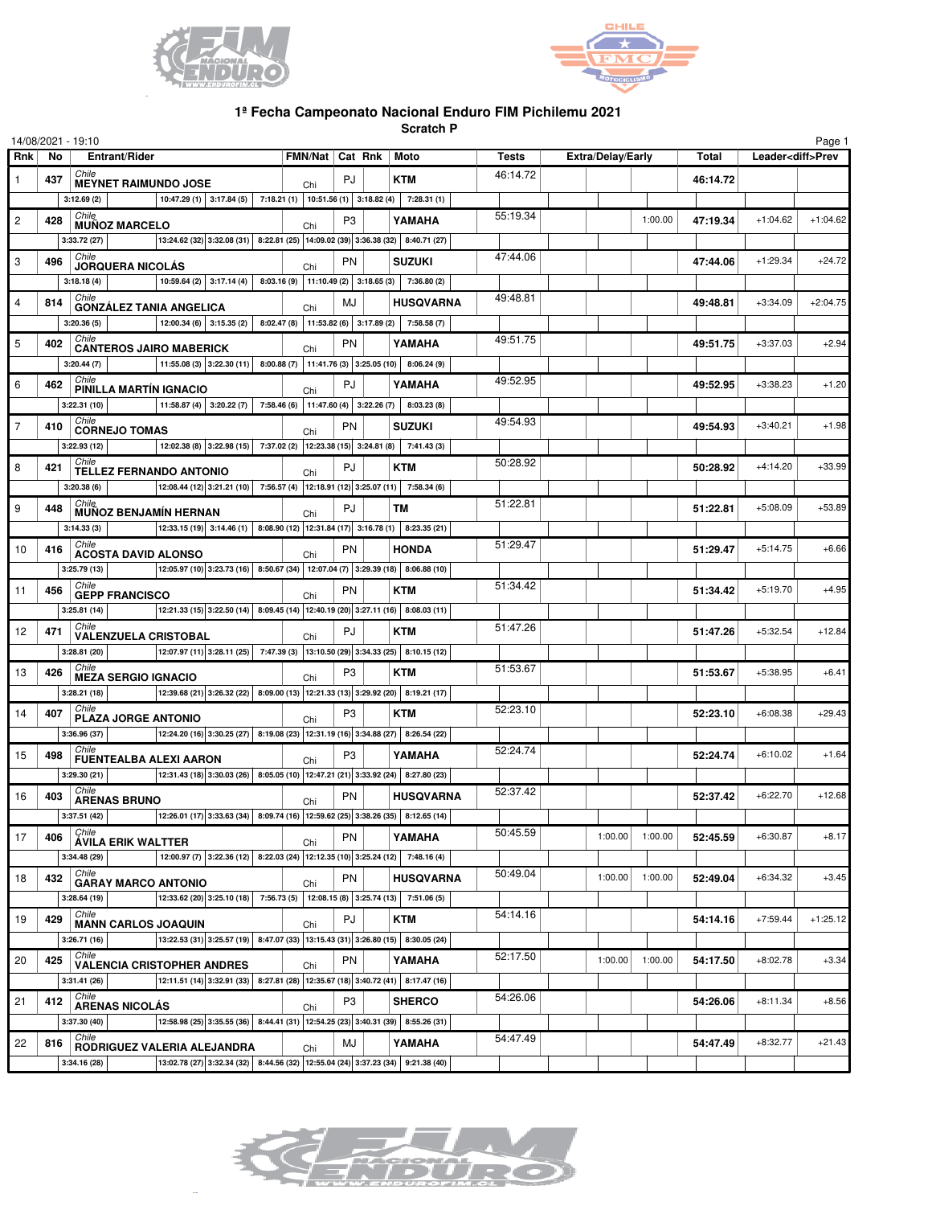# 1ª Fecha Campeonato Nacional Enduro FIM Pichilemu 2021

**Scratch P**

14/08/2021 - 19:10

| Rnk | No | Entrant/Rider | FMN/Nat | Cat | Rnk | Moto | Tests | Extra/Delay/Early | | | Total | Leader<diff>Prev | |
|---|---|---|---|---|---|---|---|---|---|---|---|---|---|
| 1 | 437 | Chile **MEYNET RAIMUNDO JOSE** | Chi | PJ | | **KTM** | 46:14.72 | | | | **46:14.72** | | |
| | 3:12.69 (2) | 10:47.29 (1) 3:17.84 (5) 7:18.21 (1) 10:51.56 (1) 3:18.82 (4) 7:28.31 (1) | | | | | | | | | | | |
| 2 | 428 | Chile **MUÑOZ MARCELO** | Chi | P3 | | **YAMAHA** | 55:19.34 | | | 1:00.00 | **47:19.34** | +1:04.62 | +1:04.62 |
| | 3:33.72 (27) | 13:24.62 (32) 3:32.08 (31) 8:22.81 (25) 14:09.02 (39) 3:36.38 (32) 8:40.71 (27) | | | | | | | | | | | |
| 3 | 496 | Chile **JORQUERA NICOLÁS** | Chi | PN | | **SUZUKI** | 47:44.06 | | | | **47:44.06** | +1:29.34 | +24.72 |
| | 3:18.18 (4) | 10:59.64 (2) 3:17.14 (4) 8:03.16 (9) 11:10.49 (2) 3:18.65 (3) 7:36.80 (2) | | | | | | | | | | | |
| 4 | 814 | Chile **GONZÁLEZ TANIA ANGELICA** | Chi | MJ | | **HUSQVARNA** | 49:48.81 | | | | **49:48.81** | +3:34.09 | +2:04.75 |
| | 3:20.36 (5) | 12:00.34 (6) 3:15.35 (2) 8:02.47 (8) 11:53.82 (6) 3:17.89 (2) 7:58.58 (7) | | | | | | | | | | | |
| 5 | 402 | Chile **CANTEROS JAIRO MABERICK** | Chi | PN | | **YAMAHA** | 49:51.75 | | | | **49:51.75** | +3:37.03 | +2.94 |
| | 3:20.44 (7) | 11:55.08 (3) 3:22.30 (11) 8:00.88 (7) 11:41.76 (3) 3:25.05 (10) 8:06.24 (9) | | | | | | | | | | | |
| 6 | 462 | Chile **PINILLA MARTÍN IGNACIO** | Chi | PJ | | **YAMAHA** | 49:52.95 | | | | **49:52.95** | +3:38.23 | +1.20 |
| | 3:22.31 (10) | 11:58.87 (4) 3:20.22 (7) 7:58.46 (6) 11:47.60 (4) 3:22.26 (7) 8:03.23 (8) | | | | | | | | | | | |
| 7 | 410 | Chile **CORNEJO TOMAS** | Chi | PN | | **SUZUKI** | 49:54.93 | | | | **49:54.93** | +3:40.21 | +1.98 |
| | 3:22.93 (12) | 12:02.38 (8) 3:22.98 (15) 7:37.02 (2) 12:23.38 (15) 3:24.81 (8) 7:41.43 (3) | | | | | | | | | | | |
| 8 | 421 | Chile **TELLEZ FERNANDO ANTONIO** | Chi | PJ | | **KTM** | 50:28.92 | | | | **50:28.92** | +4:14.20 | +33.99 |
| | 3:20.38 (6) | 12:08.44 (12) 3:21.21 (10) 7:56.57 (4) 12:18.91 (12) 3:25.07 (11) 7:58.34 (6) | | | | | | | | | | | |
| 9 | 448 | Chile **MUÑOZ BENJAMÍN HERNAN** | Chi | PJ | | **TM** | 51:22.81 | | | | **51:22.81** | +5:08.09 | +53.89 |
| | 3:14.33 (3) | 12:33.15 (19) 3:14.46 (1) 8:08.90 (12) 12:31.84 (17) 3:16.78 (1) 8:23.35 (21) | | | | | | | | | | | |
| 10 | 416 | Chile **ACOSTA DAVID ALONSO** | Chi | PN | | **HONDA** | 51:29.47 | | | | **51:29.47** | +5:14.75 | +6.66 |
| | 3:25.79 (13) | 12:05.97 (10) 3:23.73 (16) 8:50.67 (34) 12:07.04 (7) 3:29.39 (18) 8:06.88 (10) | | | | | | | | | | | |
| 11 | 456 | Chile **GEPP FRANCISCO** | Chi | PN | | **KTM** | 51:34.42 | | | | **51:34.42** | +5:19.70 | +4.95 |
| | 3:25.81 (14) | 12:21.33 (15) 3:22.50 (14) 8:09.45 (14) 12:40.19 (20) 3:27.11 (16) 8:08.03 (11) | | | | | | | | | | | |
| 12 | 471 | Chile **VALENZUELA CRISTOBAL** | Chi | PJ | | **KTM** | 51:47.26 | | | | **51:47.26** | +5:32.54 | +12.84 |
| | 3:28.81 (20) | 12:07.97 (11) 3:28.11 (25) 7:47.39 (3) 13:10.50 (29) 3:34.33 (25) 8:10.15 (12) | | | | | | | | | | | |
| 13 | 426 | Chile **MEZA SERGIO IGNACIO** | Chi | P3 | | **KTM** | 51:53.67 | | | | **51:53.67** | +5:38.95 | +6.41 |
| | 3:28.21 (18) | 12:39.68 (21) 3:26.32 (22) 8:09.00 (13) 12:21.33 (13) 3:29.92 (20) 8:19.21 (17) | | | | | | | | | | | |
| 14 | 407 | Chile **PLAZA JORGE ANTONIO** | Chi | P3 | | **KTM** | 52:23.10 | | | | **52:23.10** | +6:08.38 | +29.43 |
| | 3:36.96 (37) | 12:24.20 (16) 3:30.25 (27) 8:19.08 (23) 12:31.19 (16) 3:34.88 (27) 8:26.54 (22) | | | | | | | | | | | |
| 15 | 498 | Chile **FUENTEALBA ALEXI AARON** | Chi | P3 | | **YAMAHA** | 52:24.74 | | | | **52:24.74** | +6:10.02 | +1.64 |
| | 3:29.30 (21) | 12:31.43 (18) 3:30.03 (26) 8:05.05 (10) 12:47.21 (21) 3:33.92 (24) 8:27.80 (23) | | | | | | | | | | | |
| 16 | 403 | Chile **ARENAS BRUNO** | Chi | PN | | **HUSQVARNA** | 52:37.42 | | | | **52:37.42** | +6:22.70 | +12.68 |
| | 3:37.51 (42) | 12:26.01 (17) 3:33.63 (34) 8:09.74 (16) 12:59.62 (25) 3:38.26 (35) 8:12.65 (14) | | | | | | | | | | | |
| 17 | 406 | Chile **ÁVILA ERIK WALTTER** | Chi | PN | | **YAMAHA** | 50:45.59 | | 1:00.00 | 1:00.00 | **52:45.59** | +6:30.87 | +8.17 |
| | 3:34.48 (29) | 12:00.97 (7) 3:22.36 (12) 8:22.03 (24) 12:12.35 (10) 3:25.24 (12) 7:48.16 (4) | | | | | | | | | | | |
| 18 | 432 | Chile **GARAY MARCO ANTONIO** | Chi | PN | | **HUSQVARNA** | 50:49.04 | | 1:00.00 | 1:00.00 | **52:49.04** | +6:34.32 | +3.45 |
| | 3:28.64 (19) | 12:33.62 (20) 3:25.10 (18) 7:56.73 (5) 12:08.15 (8) 3:25.74 (13) 7:51.06 (5) | | | | | | | | | | | |
| 19 | 429 | Chile **MANN CARLOS JOAQUIN** | Chi | PJ | | **KTM** | 54:14.16 | | | | **54:14.16** | +7:59.44 | +1:25.12 |
| | 3:26.71 (16) | 13:22.53 (31) 3:25.57 (19) 8:47.07 (33) 13:15.43 (31) 3:26.80 (15) 8:30.05 (24) | | | | | | | | | | | |
| 20 | 425 | Chile **VALENCIA CRISTOPHER ANDRES** | Chi | PN | | **YAMAHA** | 52:17.50 | | 1:00.00 | 1:00.00 | **54:17.50** | +8:02.78 | +3.34 |
| | 3:31.41 (26) | 12:11.51 (14) 3:32.91 (33) 8:27.81 (28) 12:35.67 (18) 3:40.72 (41) 8:17.47 (16) | | | | | | | | | | | |
| 21 | 412 | Chile **ARENAS NICOLÁS** | Chi | P3 | | **SHERCO** | 54:26.06 | | | | **54:26.06** | +8:11.34 | +8.56 |
| | 3:37.30 (40) | 12:58.98 (25) 3:35.55 (36) 8:44.41 (31) 12:54.25 (23) 3:40.31 (39) 8:55.26 (31) | | | | | | | | | | | |
| 22 | 816 | Chile **RODRIGUEZ VALERIA ALEJANDRA** | Chi | MJ | | **YAMAHA** | 54:47.49 | | | | **54:47.49** | +8:32.77 | +21.43 |
| | 3:34.16 (28) | 13:02.78 (27) 3:32.34 (32) 8:44.56 (32) 12:55.04 (24) 3:37.23 (34) 9:21.38 (40) | | | | | | | | | | | |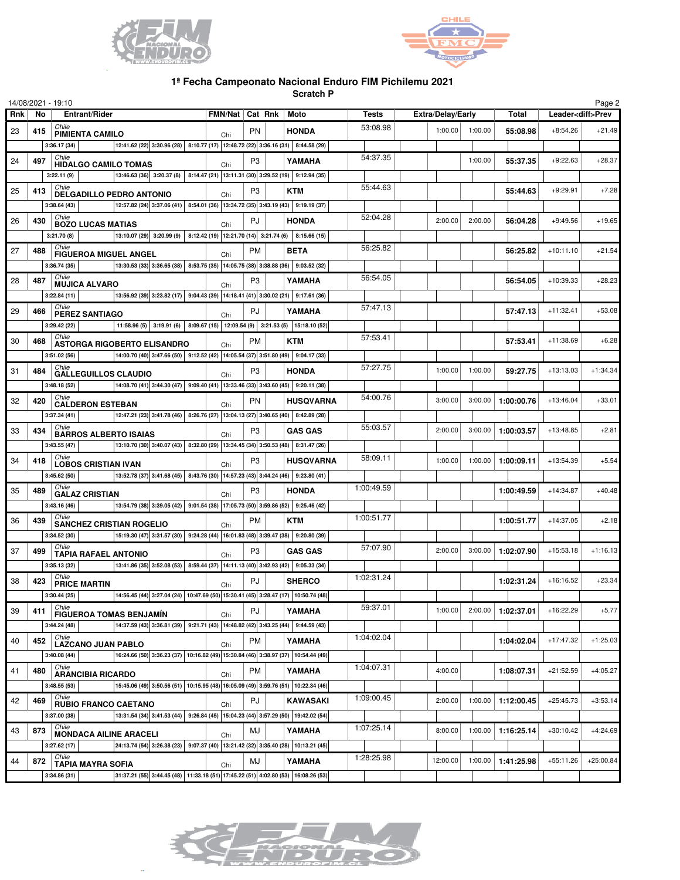# 1ª Fecha Campeonato Nacional Enduro FIM Pichilemu 2021

## Scratch P

14/08/2021 - 19:10

| Rnk | No | Entrant/Rider | FMN/Nat | Cat | Rnk | Moto | Tests | Extra/Delay/Early | | | Total | Leader<diff>Prev | |
|---|---|---|---|---|---|---|---|---|---|---|---|---|---|
| 23 | 415 | *Chile* **PIMIENTA CAMILO** | Chi | PN | | **HONDA** | 53:08.98 | | 1:00.00 | 1:00.00 | **55:08.98** | +8:54.26 | +21.49 |
| | | 3:36.17 (34) \| 12:41.62 (22) \| 3:30.96 (28) \| 8:10.77 (17) \| 12:48.72 (22) \| 3:36.16 (31) \| 8:44.58 (29) | | | | | | | | | | | |
| 24 | 497 | *Chile* **HIDALGO CAMILO TOMAS** | Chi | P3 | | **YAMAHA** | 54:37.35 | | | 1:00.00 | **55:37.35** | +9:22.63 | +28.37 |
| | | 3:22.11 (9) \| 13:46.63 (36) \| 3:20.37 (8) \| 8:14.47 (21) \| 13:11.31 (30) \| 3:29.52 (19) \| 9:12.94 (35) | | | | | | | | | | | |
| 25 | 413 | *Chile* **DELGADILLO PEDRO ANTONIO** | Chi | P3 | | **KTM** | 55:44.63 | | | | **55:44.63** | +9:29.91 | +7.28 |
| | | 3:38.64 (43) \| 12:57.82 (24) \| 3:37.06 (41) \| 8:54.01 (36) \| 13:34.72 (35) \| 3:43.19 (43) \| 9:19.19 (37) | | | | | | | | | | | |
| 26 | 430 | *Chile* **BOZO LUCAS MATIAS** | Chi | PJ | | **HONDA** | 52:04.28 | | 2:00.00 | 2:00.00 | **56:04.28** | +9:49.56 | +19.65 |
| | | 3:21.70 (8) \| 13:10.07 (29) \| 3:20.99 (9) \| 8:12.42 (19) \| 12:21.70 (14) \| 3:21.74 (6) \| 8:15.66 (15) | | | | | | | | | | | |
| 27 | 488 | *Chile* **FIGUEROA MIGUEL ANGEL** | Chi | PM | | **BETA** | 56:25.82 | | | | **56:25.82** | +10:11.10 | +21.54 |
| | | 3:36.74 (35) \| 13:30.53 (33) \| 3:36.65 (38) \| 8:53.75 (35) \| 14:05.75 (38) \| 3:38.88 (36) \| 9:03.52 (32) | | | | | | | | | | | |
| 28 | 487 | *Chile* **MUJICA ALVARO** | Chi | P3 | | **YAMAHA** | 56:54.05 | | | | **56:54.05** | +10:39.33 | +28.23 |
| | | 3:22.84 (11) \| 13:56.92 (39) \| 3:23.82 (17) \| 9:04.43 (39) \| 14:18.41 (41) \| 3:30.02 (21) \| 9:17.61 (36) | | | | | | | | | | | |
| 29 | 466 | *Chile* **PEREZ SANTIAGO** | Chi | PJ | | **YAMAHA** | 57:47.13 | | | | **57:47.13** | +11:32.41 | +53.08 |
| | | 3:29.42 (22) \| 11:58.96 (5) \| 3:19.91 (6) \| 8:09.67 (15) \| 12:09.54 (9) \| 3:21.53 (5) \| 15:18.10 (52) | | | | | | | | | | | |
| 30 | 468 | *Chile* **ASTORGA RIGOBERTO ELISANDRO** | Chi | PM | | **KTM** | 57:53.41 | | | | **57:53.41** | +11:38.69 | +6.28 |
| | | 3:51.02 (56) \| 14:00.70 (40) \| 3:47.66 (50) \| 9:12.52 (42) \| 14:05.54 (37) \| 3:51.80 (49) \| 9:04.17 (33) | | | | | | | | | | | |
| 31 | 484 | *Chile* **GALLEGUILLOS CLAUDIO** | Chi | P3 | | **HONDA** | 57:27.75 | | 1:00.00 | 1:00.00 | **59:27.75** | +13:13.03 | +1:34.34 |
| | | 3:48.18 (52) \| 14:08.70 (41) \| 3:44.30 (47) \| 9:09.40 (41) \| 13:33.46 (33) \| 3:43.60 (45) \| 9:20.11 (38) | | | | | | | | | | | |
| 32 | 420 | *Chile* **CALDERON ESTEBAN** | Chi | PN | | **HUSQVARNA** | 54:00.76 | | 3:00.00 | 3:00.00 | **1:00:00.76** | +13:46.04 | +33.01 |
| | | 3:37.34 (41) \| 12:47.21 (23) \| 3:41.78 (46) \| 8:26.76 (27) \| 13:04.13 (27) \| 3:40.65 (40) \| 8:42.89 (28) | | | | | | | | | | | |
| 33 | 434 | *Chile* **BARROS ALBERTO ISAIAS** | Chi | P3 | | **GAS GAS** | 55:03.57 | | 2:00.00 | 3:00.00 | **1:00:03.57** | +13:48.85 | +2.81 |
| | | 3:43.55 (47) \| 13:10.70 (30) \| 3:40.07 (43) \| 8:32.80 (29) \| 13:34.45 (34) \| 3:50.53 (48) \| 8:31.47 (26) | | | | | | | | | | | |
| 34 | 418 | *Chile* **LOBOS CRISTIAN IVAN** | Chi | P3 | | **HUSQVARNA** | 58:09.11 | | 1:00.00 | 1:00.00 | **1:00:09.11** | +13:54.39 | +5.54 |
| | | 3:45.62 (50) \| 13:52.78 (37) \| 3:41.68 (45) \| 8:43.76 (30) \| 14:57.23 (43) \| 3:44.24 (46) \| 9:23.80 (41) | | | | | | | | | | | |
| 35 | 489 | *Chile* **GALAZ CRISTIAN** | Chi | P3 | | **HONDA** | 1:00:49.59 | | | | **1:00:49.59** | +14:34.87 | +40.48 |
| | | 3:43.16 (46) \| 13:54.79 (38) \| 3:39.05 (42) \| 9:01.54 (38) \| 17:05.73 (50) \| 3:59.86 (52) \| 9:25.46 (42) | | | | | | | | | | | |
| 36 | 439 | *Chile* **SANCHEZ CRISTIAN ROGELIO** | Chi | PM | | **KTM** | 1:00:51.77 | | | | **1:00:51.77** | +14:37.05 | +2.18 |
| | | 3:34.52 (30) \| 15:19.30 (47) \| 3:31.57 (30) \| 9:24.28 (44) \| 16:01.83 (48) \| 3:39.47 (38) \| 9:20.80 (39) | | | | | | | | | | | |
| 37 | 499 | *Chile* **TAPIA RAFAEL ANTONIO** | Chi | P3 | | **GAS GAS** | 57:07.90 | | 2:00.00 | 3:00.00 | **1:02:07.90** | +15:53.18 | +1:16.13 |
| | | 3:35.13 (32) \| 13:41.86 (35) \| 3:52.08 (53) \| 8:59.44 (37) \| 14:11.13 (40) \| 3:42.93 (42) \| 9:05.33 (34) | | | | | | | | | | | |
| 38 | 423 | *Chile* **PRICE MARTIN** | Chi | PJ | | **SHERCO** | 1:02:31.24 | | | | **1:02:31.24** | +16:16.52 | +23.34 |
| | | 3:30.44 (25) \| 14:56.45 (44) \| 3:27.04 (24) \| 10:47.69 (50) \| 15:30.41 (45) \| 3:28.47 (17) \| 10:50.74 (48) | | | | | | | | | | | |
| 39 | 411 | *Chile* **FIGUEROA TOMAS BENJAMÍN** | Chi | PJ | | **YAMAHA** | 59:37.01 | | 1:00.00 | 2:00.00 | **1:02:37.01** | +16:22.29 | +5.77 |
| | | 3:44.24 (48) \| 14:37.59 (43) \| 3:36.81 (39) \| 9:21.71 (43) \| 14:48.82 (42) \| 3:43.25 (44) \| 9:44.59 (43) | | | | | | | | | | | |
| 40 | 452 | *Chile* **LAZCANO JUAN PABLO** | Chi | PM | | **YAMAHA** | 1:04:02.04 | | | | **1:04:02.04** | +17:47.32 | +1:25.03 |
| | | 3:40.08 (44) \| 16:24.66 (50) \| 3:36.23 (37) \| 10:16.82 (49) \| 15:30.84 (46) \| 3:38.97 (37) \| 10:54.44 (49) | | | | | | | | | | | |
| 41 | 480 | *Chile* **ARANCIBIA RICARDO** | Chi | PM | | **YAMAHA** | 1:04:07.31 | | 4:00.00 | | **1:08:07.31** | +21:52.59 | +4:05.27 |
| | | 3:48.55 (53) \| 15:45.06 (49) \| 3:50.56 (51) \| 10:15.95 (48) \| 16:05.09 (49) \| 3:59.76 (51) \| 10:22.34 (46) | | | | | | | | | | | |
| 42 | 469 | *Chile* **RUBIO FRANCO CAETANO** | Chi | PJ | | **KAWASAKI** | 1:09:00.45 | | 2:00.00 | 1:00.00 | **1:12:00.45** | +25:45.73 | +3:53.14 |
| | | 3:37.00 (38) \| 13:31.54 (34) \| 3:41.53 (44) \| 9:26.84 (45) \| 15:04.23 (44) \| 3:57.29 (50) \| 19:42.02 (54) | | | | | | | | | | | |
| 43 | 873 | *Chile* **MONDACA AILINE ARACELI** | Chi | MJ | | **YAMAHA** | 1:07:25.14 | | 8:00.00 | 1:00.00 | **1:16:25.14** | +30:10.42 | +4:24.69 |
| | | 3:27.62 (17) \| 24:13.74 (54) \| 3:26.38 (23) \| 9:07.37 (40) \| 13:21.42 (32) \| 3:35.40 (28) \| 10:13.21 (45) | | | | | | | | | | | |
| 44 | 872 | *Chile* **TAPIA MAYRA SOFIA** | Chi | MJ | | **YAMAHA** | 1:28:25.98 | | 12:00.00 | 1:00.00 | **1:41:25.98** | +55:11.26 | +25:00.84 |
| | | 3:34.86 (31) \| 31:37.21 (55) \| 3:44.45 (48) \| 11:33.18 (51) \| 17:45.22 (51) \| 4:02.80 (53) \| 16:08.26 (53) | | | | | | | | | | | |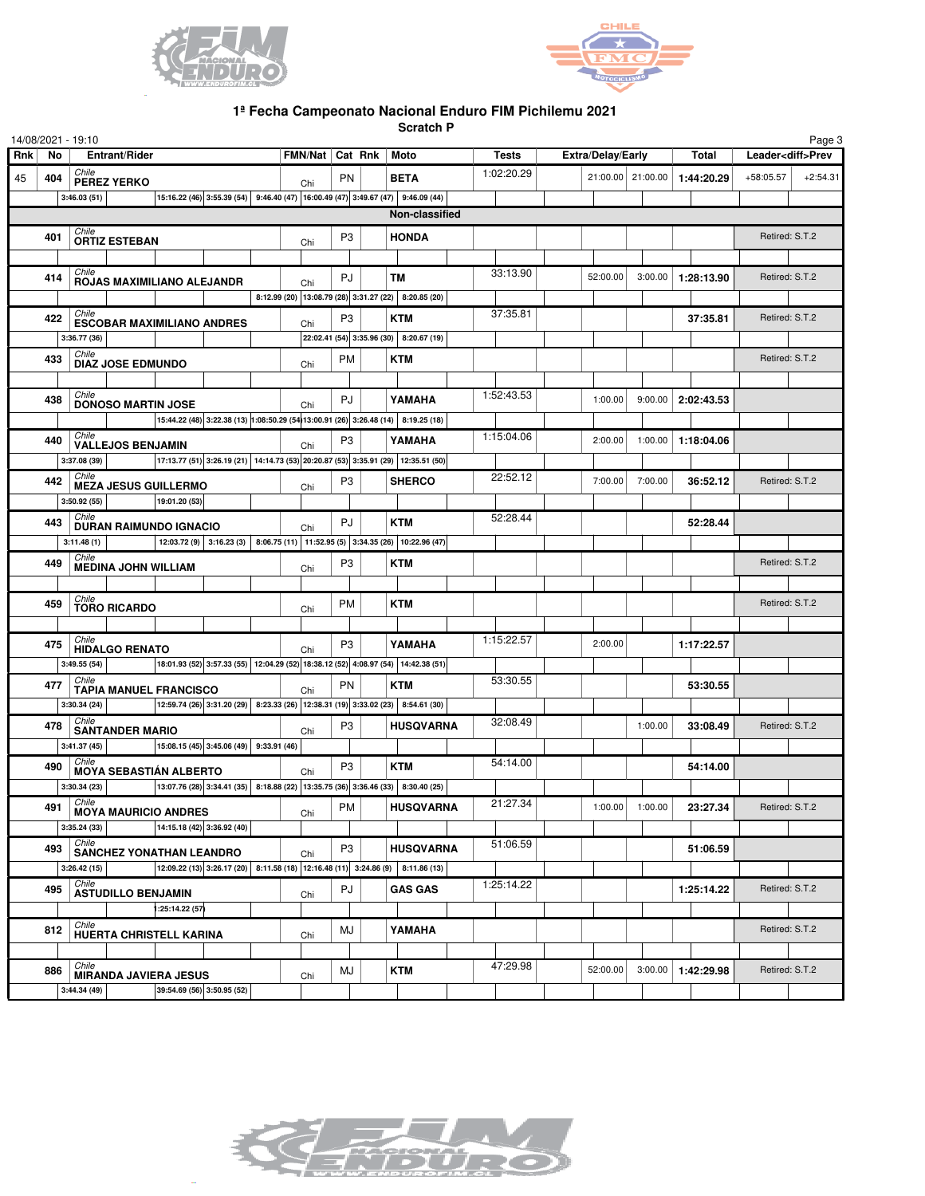# 1ª Fecha Campeonato Nacional Enduro FIM Pichilemu 2021

## Scratch P

14/08/2021 - 19:10

| Rnk | No | Entrant/Rider | FMN/Nat | Cat | Rnk | Moto | Tests | Extra/Delay/Early | | | Total | Leader<diff>Prev | |
|---|---|---|---|---|---|---|---|---|---|---|---|---|---|
| 45 | 404 | *Chile* **PEREZ YERKO** | Chi | PN | | **BETA** | 1:02:20.29 | | 21:00.00 | 21:00.00 | **1:44:20.29** | +58:05.57 | +2:54.31 |
| | | 3:46.03 (51) 15:16.22 (46) 3:55.39 (54) 9:46.40 (47) 16:00.49 (47) 3:49.67 (47) 9:46.09 (44) | | | | | | | | | | | |
| | | | | | | **Non-classified** | | | | | | | |
| | 401 | *Chile* **ORTIZ ESTEBAN** | Chi | P3 | | **HONDA** | | | | | | Retired: S.T.2 | |
| | 414 | *Chile* **ROJAS MAXIMILIANO ALEJANDR** | Chi | PJ | | **TM** | 33:13.90 | | 52:00.00 | 3:00.00 | **1:28:13.90** | Retired: S.T.2 | |
| | | 8:12.99 (20) 13:08.79 (28) 3:31.27 (22) 8:20.85 (20) | | | | | | | | | | | |
| | 422 | *Chile* **ESCOBAR MAXIMILIANO ANDRES** | Chi | P3 | | **KTM** | 37:35.81 | | | | **37:35.81** | Retired: S.T.2 | |
| | | 3:36.77 (36) 22:02.41 (54) 3:35.96 (30) 8:20.67 (19) | | | | | | | | | | | |
| | 433 | *Chile* **DIAZ JOSE EDMUNDO** | Chi | PM | | **KTM** | | | | | | Retired: S.T.2 | |
| | 438 | *Chile* **DONOSO MARTIN JOSE** | Chi | PJ | | **YAMAHA** | 1:52:43.53 | | 1:00.00 | 9:00.00 | **2:02:43.53** | | |
| | | 15:44.22 (48) 3:22.38 (13) 1:08:50.29 (54) 13:00.91 (26) 3:26.48 (14) 8:19.25 (18) | | | | | | | | | | | |
| | 440 | *Chile* **VALLEJOS BENJAMIN** | Chi | P3 | | **YAMAHA** | 1:15:04.06 | | 2:00.00 | 1:00.00 | **1:18:04.06** | | |
| | | 3:37.08 (39) 17:13.77 (51) 3:26.19 (21) 14:14.73 (53) 20:20.87 (53) 3:35.91 (29) 12:35.51 (50) | | | | | | | | | | | |
| | 442 | *Chile* **MEZA JESUS GUILLERMO** | Chi | P3 | | **SHERCO** | 22:52.12 | | 7:00.00 | 7:00.00 | **36:52.12** | Retired: S.T.2 | |
| | | 3:50.92 (55) 19:01.20 (53) | | | | | | | | | | | |
| | 443 | *Chile* **DURAN RAIMUNDO IGNACIO** | Chi | PJ | | **KTM** | 52:28.44 | | | | **52:28.44** | | |
| | | 3:11.48 (1) 12:03.72 (9) 3:16.23 (3) 8:06.75 (11) 11:52.95 (5) 3:34.35 (26) 10:22.96 (47) | | | | | | | | | | | |
| | 449 | *Chile* **MEDINA JOHN WILLIAM** | Chi | P3 | | **KTM** | | | | | | Retired: S.T.2 | |
| | 459 | *Chile* **TORO RICARDO** | Chi | PM | | **KTM** | | | | | | Retired: S.T.2 | |
| | 475 | *Chile* **HIDALGO RENATO** | Chi | P3 | | **YAMAHA** | 1:15:22.57 | | 2:00.00 | | **1:17:22.57** | | |
| | | 3:49.55 (54) 18:01.93 (52) 3:57.33 (55) 12:04.29 (52) 18:38.12 (52) 4:08.97 (54) 14:42.38 (51) | | | | | | | | | | | |
| | 477 | *Chile* **TAPIA MANUEL FRANCISCO** | Chi | PN | | **KTM** | 53:30.55 | | | | **53:30.55** | | |
| | | 3:30.34 (24) 12:59.74 (26) 3:31.20 (29) 8:23.33 (26) 12:38.31 (19) 3:33.02 (23) 8:54.61 (30) | | | | | | | | | | | |
| | 478 | *Chile* **SANTANDER MARIO** | Chi | P3 | | **HUSQVARNA** | 32:08.49 | | | 1:00.00 | **33:08.49** | Retired: S.T.2 | |
| | | 3:41.37 (45) 15:08.15 (45) 3:45.06 (49) 9:33.91 (46) | | | | | | | | | | | |
| | 490 | *Chile* **MOYA SEBASTIÁN ALBERTO** | Chi | P3 | | **KTM** | 54:14.00 | | | | **54:14.00** | | |
| | | 3:30.34 (23) 13:07.76 (28) 3:34.41 (35) 8:18.88 (22) 13:35.75 (36) 3:36.46 (33) 8:30.40 (25) | | | | | | | | | | | |
| | 491 | *Chile* **MOYA MAURICIO ANDRES** | Chi | PM | | **HUSQVARNA** | 21:27.34 | | 1:00.00 | 1:00.00 | **23:27.34** | Retired: S.T.2 | |
| | | 3:35.24 (33) 14:15.18 (42) 3:36.92 (40) | | | | | | | | | | | |
| | 493 | *Chile* **SANCHEZ YONATHAN LEANDRO** | Chi | P3 | | **HUSQVARNA** | 51:06.59 | | | | **51:06.59** | | |
| | | 3:26.42 (15) 12:09.22 (13) 3:26.17 (20) 8:11.58 (18) 12:16.48 (11) 3:24.86 (9) 8:11.86 (13) | | | | | | | | | | | |
| | 495 | *Chile* **ASTUDILLO BENJAMIN** | Chi | PJ | | **GAS GAS** | 1:25:14.22 | | | | **1:25:14.22** | Retired: S.T.2 | |
| | | 1:25:14.22 (57) | | | | | | | | | | | |
| | 812 | *Chile* **HUERTA CHRISTELL KARINA** | Chi | MJ | | **YAMAHA** | | | | | | Retired: S.T.2 | |
| | 886 | *Chile* **MIRANDA JAVIERA JESUS** | Chi | MJ | | **KTM** | 47:29.98 | | 52:00.00 | 3:00.00 | **1:42:29.98** | Retired: S.T.2 | |
| | | 3:44.34 (49) 39:54.69 (56) 3:50.95 (52) | | | | | | | | | | | |